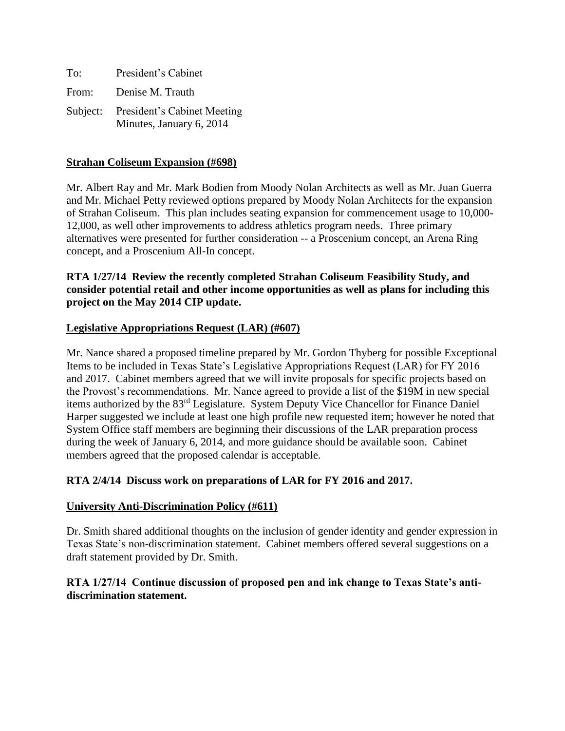To: President's Cabinet

From: Denise M. Trauth

Subject: President's Cabinet Meeting Minutes, January 6, 2014

**Strahan Coliseum Expansion (#698)**

Mr. Albert Ray and Mr. Mark Bodien from Moody Nolan Architects as well as Mr. Juan Guerra and Mr. Michael Petty reviewed options prepared by Moody Nolan Architects for the expansion of Strahan Coliseum. This plan includes seating expansion for commencement usage to 10,000-12,000, as well other improvements to address athletics program needs. Three primary alternatives were presented for further consideration -- a Proscenium concept, an Arena Ring concept, and a Proscenium All-In concept.

**RTA 1/27/14 Review the recently completed Strahan Coliseum Feasibility Study, and consider potential retail and other income opportunities as well as plans for including this project on the May 2014 CIP update.**

**Legislative Appropriations Request (LAR) (#607)**

Mr. Nance shared a proposed timeline prepared by Mr. Gordon Thyberg for possible Exceptional Items to be included in Texas State's Legislative Appropriations Request (LAR) for FY 2016 and 2017. Cabinet members agreed that we will invite proposals for specific projects based on the Provost's recommendations. Mr. Nance agreed to provide a list of the $19M in new special items authorized by the 83rd Legislature. System Deputy Vice Chancellor for Finance Daniel Harper suggested we include at least one high profile new requested item; however he noted that System Office staff members are beginning their discussions of the LAR preparation process during the week of January 6, 2014, and more guidance should be available soon. Cabinet members agreed that the proposed calendar is acceptable.

**RTA 2/4/14 Discuss work on preparations of LAR for FY 2016 and 2017.**

**University Anti-Discrimination Policy (#611)**

Dr. Smith shared additional thoughts on the inclusion of gender identity and gender expression in Texas State's non-discrimination statement. Cabinet members offered several suggestions on a draft statement provided by Dr. Smith.

**RTA 1/27/14 Continue discussion of proposed pen and ink change to Texas State's anti-discrimination statement.**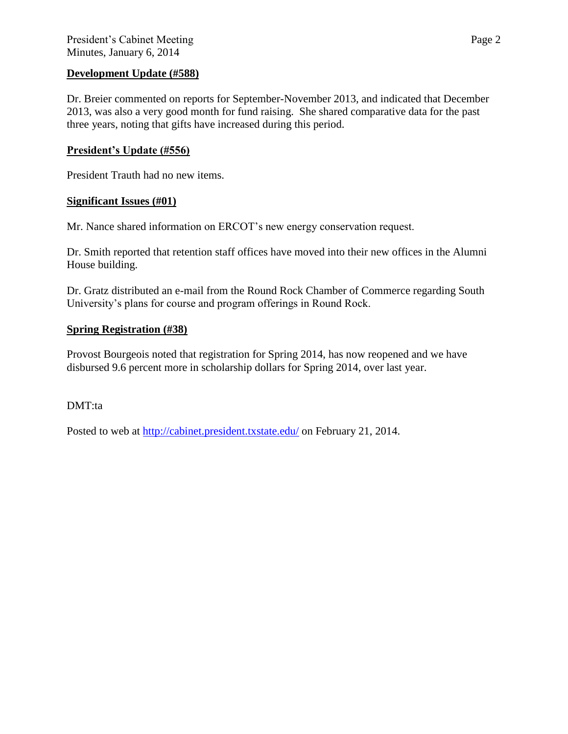**Development Update (#588)**

Dr. Breier commented on reports for September-November 2013, and indicated that December 2013, was also a very good month for fund raising. She shared comparative data for the past three years, noting that gifts have increased during this period.

**President's Update (#556)**

President Trauth had no new items.

**Significant Issues (#01)**

Mr. Nance shared information on ERCOT's new energy conservation request.

Dr. Smith reported that retention staff offices have moved into their new offices in the Alumni House building.

Dr. Gratz distributed an e-mail from the Round Rock Chamber of Commerce regarding South University's plans for course and program offerings in Round Rock.

**Spring Registration (#38)**

Provost Bourgeois noted that registration for Spring 2014, has now reopened and we have disbursed 9.6 percent more in scholarship dollars for Spring 2014, over last year.

DMT:ta

Posted to web at http://cabinet.president.txstate.edu/ on February 21, 2014.